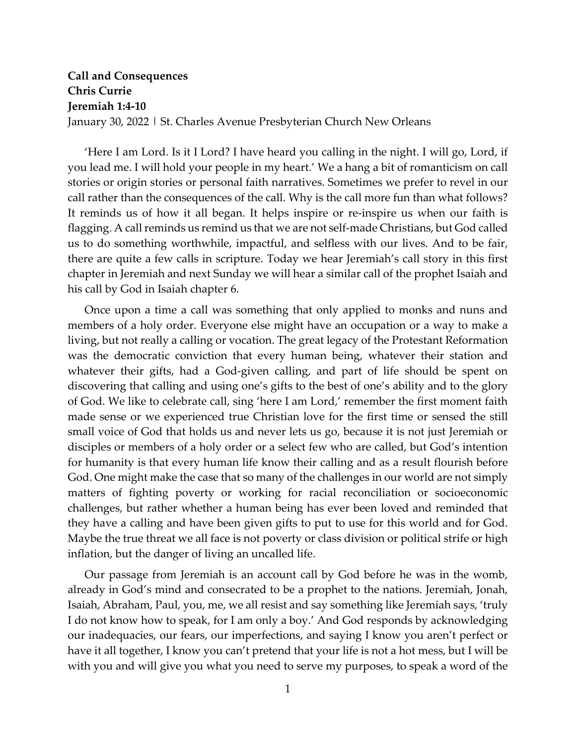**Call and Consequences**
**Chris Currie**
**Jeremiah 1:4-10**
January 30, 2022 | St. Charles Avenue Presbyterian Church New Orleans

'Here I am Lord. Is it I Lord? I have heard you calling in the night. I will go, Lord, if you lead me. I will hold your people in my heart.' We a hang a bit of romanticism on call stories or origin stories or personal faith narratives. Sometimes we prefer to revel in our call rather than the consequences of the call. Why is the call more fun than what follows? It reminds us of how it all began. It helps inspire or re-inspire us when our faith is flagging. A call reminds us remind us that we are not self-made Christians, but God called us to do something worthwhile, impactful, and selfless with our lives. And to be fair, there are quite a few calls in scripture. Today we hear Jeremiah's call story in this first chapter in Jeremiah and next Sunday we will hear a similar call of the prophet Isaiah and his call by God in Isaiah chapter 6.

Once upon a time a call was something that only applied to monks and nuns and members of a holy order. Everyone else might have an occupation or a way to make a living, but not really a calling or vocation. The great legacy of the Protestant Reformation was the democratic conviction that every human being, whatever their station and whatever their gifts, had a God-given calling, and part of life should be spent on discovering that calling and using one's gifts to the best of one's ability and to the glory of God. We like to celebrate call, sing 'here I am Lord,' remember the first moment faith made sense or we experienced true Christian love for the first time or sensed the still small voice of God that holds us and never lets us go, because it is not just Jeremiah or disciples or members of a holy order or a select few who are called, but God's intention for humanity is that every human life know their calling and as a result flourish before God. One might make the case that so many of the challenges in our world are not simply matters of fighting poverty or working for racial reconciliation or socioeconomic challenges, but rather whether a human being has ever been loved and reminded that they have a calling and have been given gifts to put to use for this world and for God. Maybe the true threat we all face is not poverty or class division or political strife or high inflation, but the danger of living an uncalled life.

Our passage from Jeremiah is an account call by God before he was in the womb, already in God's mind and consecrated to be a prophet to the nations. Jeremiah, Jonah, Isaiah, Abraham, Paul, you, me, we all resist and say something like Jeremiah says, 'truly I do not know how to speak, for I am only a boy.' And God responds by acknowledging our inadequacies, our fears, our imperfections, and saying I know you aren't perfect or have it all together, I know you can't pretend that your life is not a hot mess, but I will be with you and will give you what you need to serve my purposes, to speak a word of the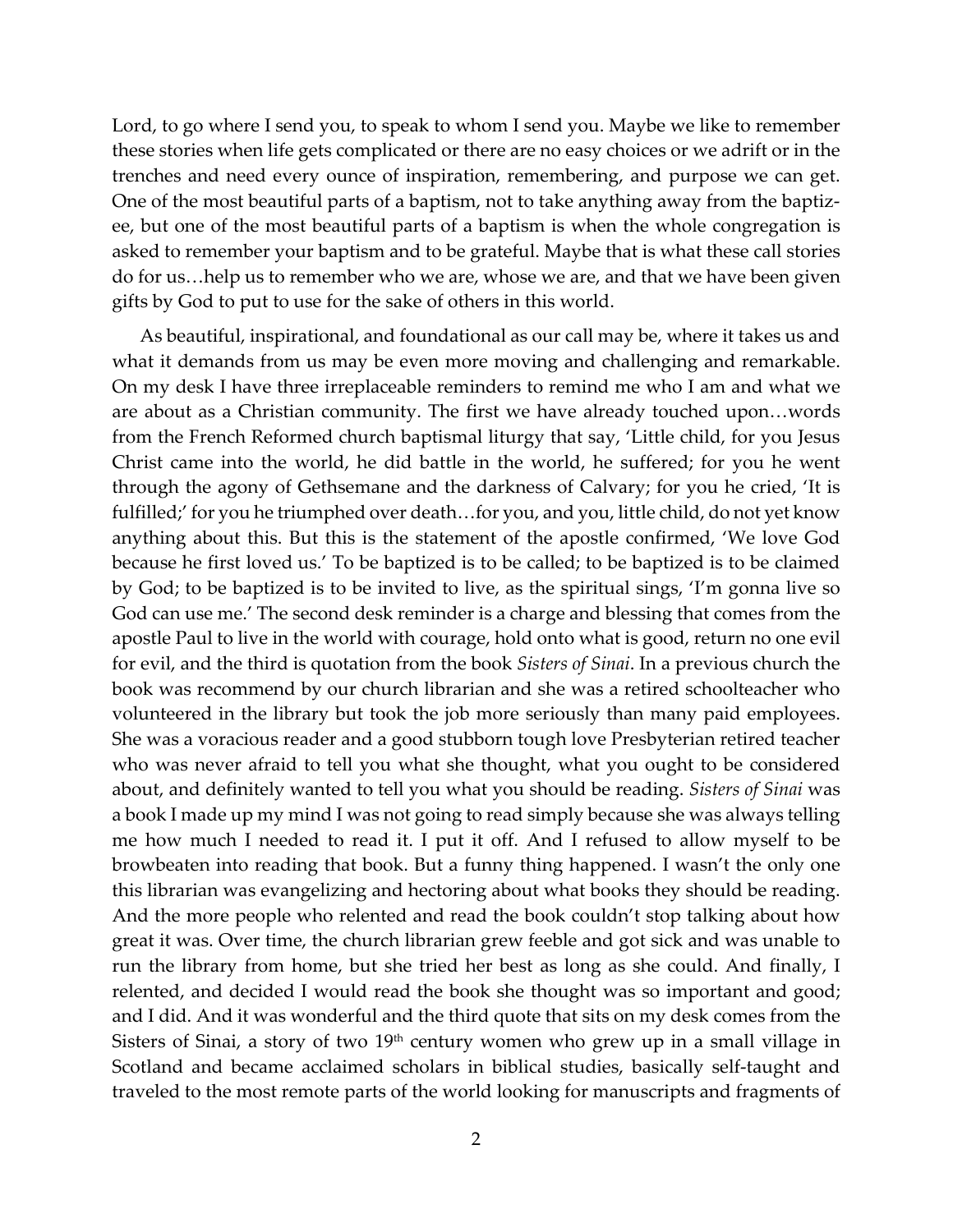Lord, to go where I send you, to speak to whom I send you. Maybe we like to remember these stories when life gets complicated or there are no easy choices or we adrift or in the trenches and need every ounce of inspiration, remembering, and purpose we can get. One of the most beautiful parts of a baptism, not to take anything away from the baptizee, but one of the most beautiful parts of a baptism is when the whole congregation is asked to remember your baptism and to be grateful. Maybe that is what these call stories do for us…help us to remember who we are, whose we are, and that we have been given gifts by God to put to use for the sake of others in this world.

As beautiful, inspirational, and foundational as our call may be, where it takes us and what it demands from us may be even more moving and challenging and remarkable. On my desk I have three irreplaceable reminders to remind me who I am and what we are about as a Christian community. The first we have already touched upon…words from the French Reformed church baptismal liturgy that say, 'Little child, for you Jesus Christ came into the world, he did battle in the world, he suffered; for you he went through the agony of Gethsemane and the darkness of Calvary; for you he cried, 'It is fulfilled;' for you he triumphed over death…for you, and you, little child, do not yet know anything about this. But this is the statement of the apostle confirmed, 'We love God because he first loved us.' To be baptized is to be called; to be baptized is to be claimed by God; to be baptized is to be invited to live, as the spiritual sings, 'I'm gonna live so God can use me.' The second desk reminder is a charge and blessing that comes from the apostle Paul to live in the world with courage, hold onto what is good, return no one evil for evil, and the third is quotation from the book *Sisters of Sinai*. In a previous church the book was recommend by our church librarian and she was a retired schoolteacher who volunteered in the library but took the job more seriously than many paid employees. She was a voracious reader and a good stubborn tough love Presbyterian retired teacher who was never afraid to tell you what she thought, what you ought to be considered about, and definitely wanted to tell you what you should be reading. *Sisters of Sinai* was a book I made up my mind I was not going to read simply because she was always telling me how much I needed to read it. I put it off. And I refused to allow myself to be browbeaten into reading that book. But a funny thing happened. I wasn't the only one this librarian was evangelizing and hectoring about what books they should be reading. And the more people who relented and read the book couldn't stop talking about how great it was. Over time, the church librarian grew feeble and got sick and was unable to run the library from home, but she tried her best as long as she could. And finally, I relented, and decided I would read the book she thought was so important and good; and I did. And it was wonderful and the third quote that sits on my desk comes from the Sisters of Sinai, a story of two 19th century women who grew up in a small village in Scotland and became acclaimed scholars in biblical studies, basically self-taught and traveled to the most remote parts of the world looking for manuscripts and fragments of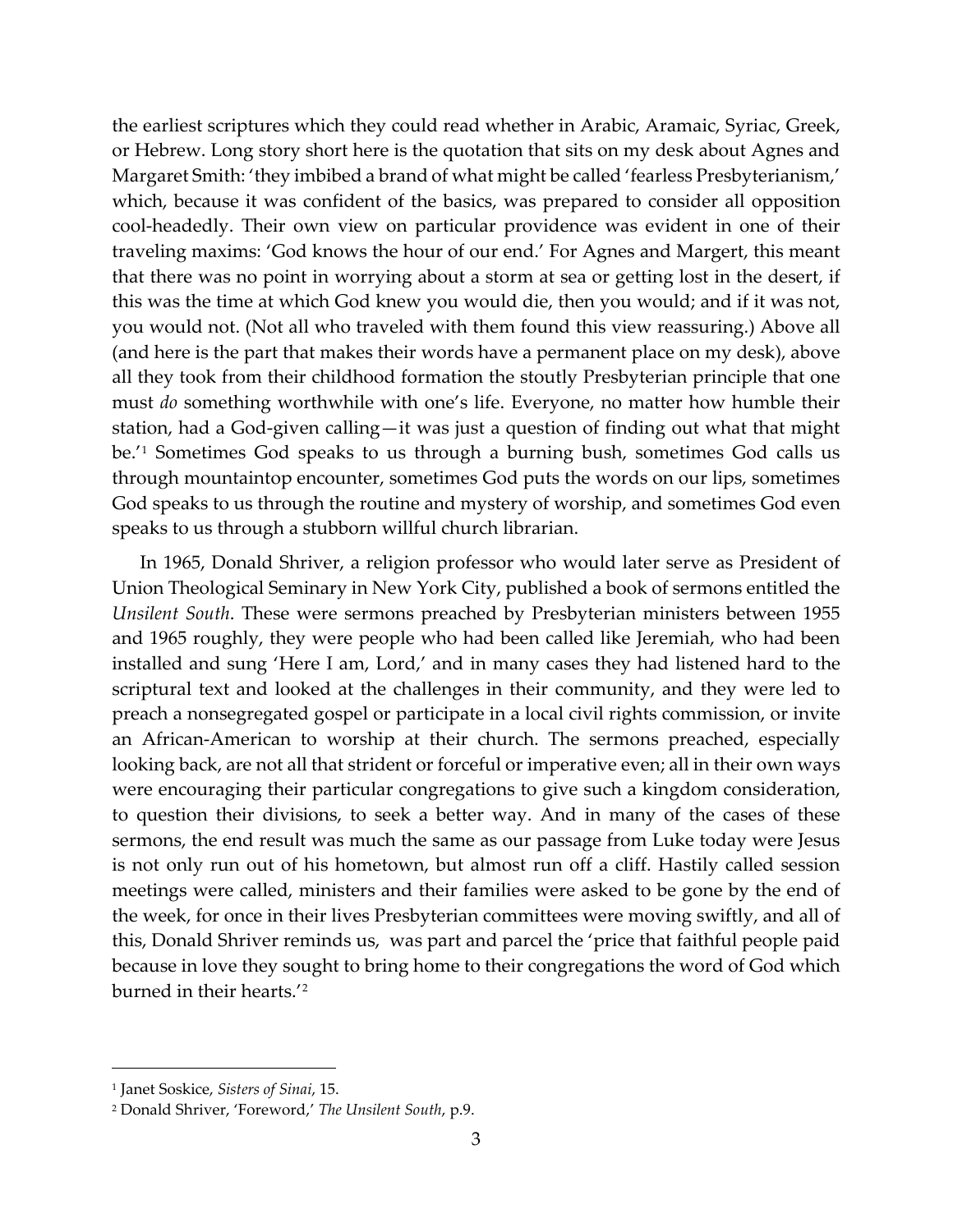the earliest scriptures which they could read whether in Arabic, Aramaic, Syriac, Greek, or Hebrew. Long story short here is the quotation that sits on my desk about Agnes and Margaret Smith: 'they imbibed a brand of what might be called 'fearless Presbyterianism,' which, because it was confident of the basics, was prepared to consider all opposition cool-headedly. Their own view on particular providence was evident in one of their traveling maxims: 'God knows the hour of our end.' For Agnes and Margert, this meant that there was no point in worrying about a storm at sea or getting lost in the desert, if this was the time at which God knew you would die, then you would; and if it was not, you would not. (Not all who traveled with them found this view reassuring.) Above all (and here is the part that makes their words have a permanent place on my desk), above all they took from their childhood formation the stoutly Presbyterian principle that one must *do* something worthwhile with one's life. Everyone, no matter how humble their station, had a God-given calling—it was just a question of finding out what that might be.'[1] Sometimes God speaks to us through a burning bush, sometimes God calls us through mountaintop encounter, sometimes God puts the words on our lips, sometimes God speaks to us through the routine and mystery of worship, and sometimes God even speaks to us through a stubborn willful church librarian.

In 1965, Donald Shriver, a religion professor who would later serve as President of Union Theological Seminary in New York City, published a book of sermons entitled the *Unsilent South*. These were sermons preached by Presbyterian ministers between 1955 and 1965 roughly, they were people who had been called like Jeremiah, who had been installed and sung 'Here I am, Lord,' and in many cases they had listened hard to the scriptural text and looked at the challenges in their community, and they were led to preach a nonsegregated gospel or participate in a local civil rights commission, or invite an African-American to worship at their church. The sermons preached, especially looking back, are not all that strident or forceful or imperative even; all in their own ways were encouraging their particular congregations to give such a kingdom consideration, to question their divisions, to seek a better way. And in many of the cases of these sermons, the end result was much the same as our passage from Luke today were Jesus is not only run out of his hometown, but almost run off a cliff. Hastily called session meetings were called, ministers and their families were asked to be gone by the end of the week, for once in their lives Presbyterian committees were moving swiftly, and all of this, Donald Shriver reminds us, was part and parcel the 'price that faithful people paid because in love they sought to bring home to their congregations the word of God which burned in their hearts.'[2]

---

[1] Janet Soskice, *Sisters of Sinai*, 15.

[2] Donald Shriver, 'Foreword,' *The Unsilent South*, p.9.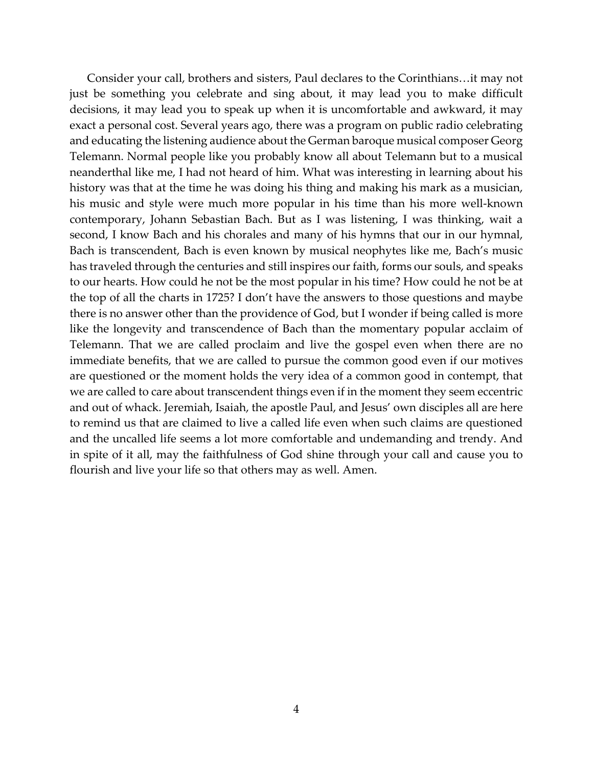Consider your call, brothers and sisters, Paul declares to the Corinthians…it may not just be something you celebrate and sing about, it may lead you to make difficult decisions, it may lead you to speak up when it is uncomfortable and awkward, it may exact a personal cost. Several years ago, there was a program on public radio celebrating and educating the listening audience about the German baroque musical composer Georg Telemann. Normal people like you probably know all about Telemann but to a musical neanderthal like me, I had not heard of him. What was interesting in learning about his history was that at the time he was doing his thing and making his mark as a musician, his music and style were much more popular in his time than his more well-known contemporary, Johann Sebastian Bach. But as I was listening, I was thinking, wait a second, I know Bach and his chorales and many of his hymns that our in our hymnal, Bach is transcendent, Bach is even known by musical neophytes like me, Bach's music has traveled through the centuries and still inspires our faith, forms our souls, and speaks to our hearts. How could he not be the most popular in his time? How could he not be at the top of all the charts in 1725? I don't have the answers to those questions and maybe there is no answer other than the providence of God, but I wonder if being called is more like the longevity and transcendence of Bach than the momentary popular acclaim of Telemann. That we are called proclaim and live the gospel even when there are no immediate benefits, that we are called to pursue the common good even if our motives are questioned or the moment holds the very idea of a common good in contempt, that we are called to care about transcendent things even if in the moment they seem eccentric and out of whack. Jeremiah, Isaiah, the apostle Paul, and Jesus' own disciples all are here to remind us that are claimed to live a called life even when such claims are questioned and the uncalled life seems a lot more comfortable and undemanding and trendy. And in spite of it all, may the faithfulness of God shine through your call and cause you to flourish and live your life so that others may as well. Amen.